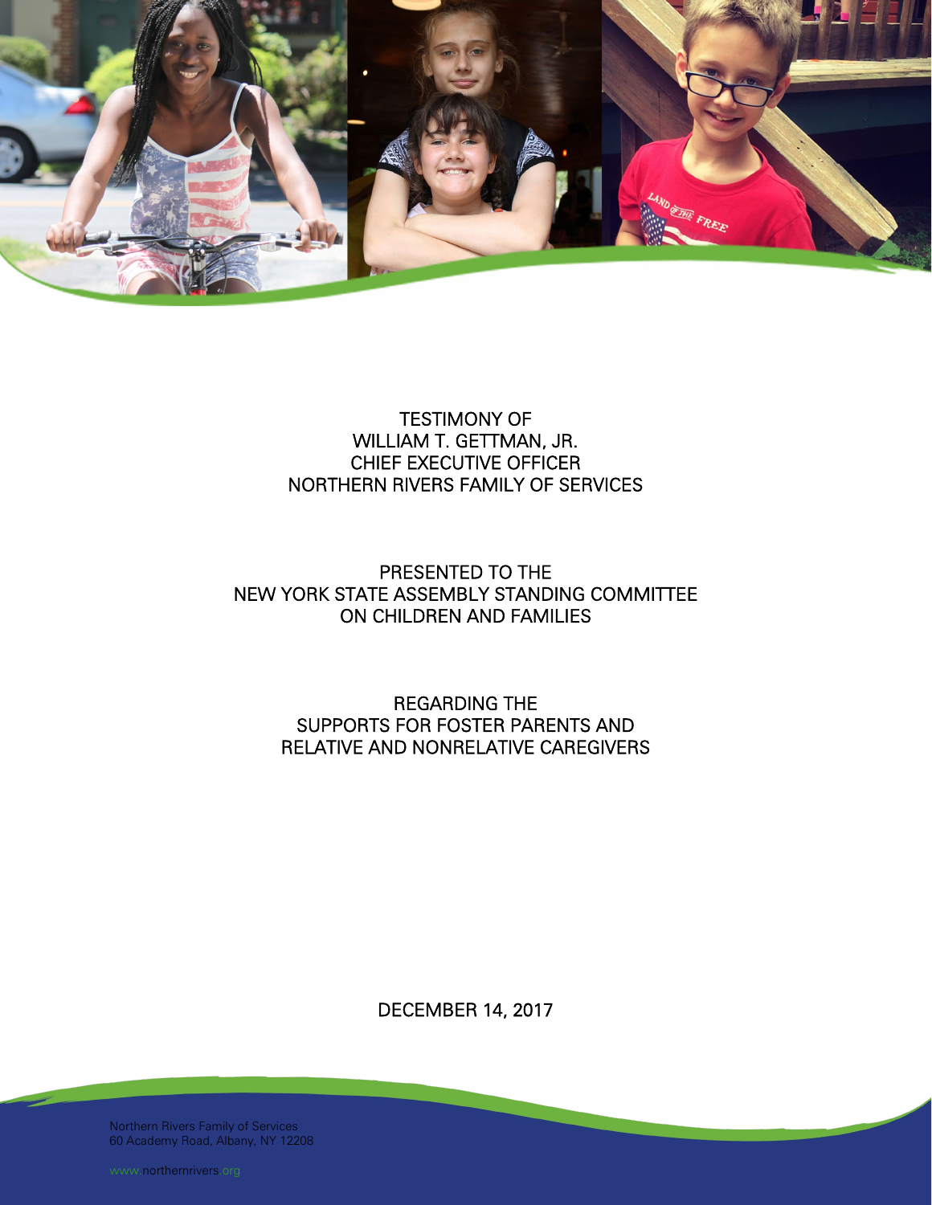TESTIMONY OF
WILLIAM T. GETTMAN, JR.
CHIEF EXECUTIVE OFFICER
NORTHERN RIVERS FAMILY OF SERVICES

PRESENTED TO THE
NEW YORK STATE ASSEMBLY STANDING COMMITTEE
ON CHILDREN AND FAMILIES

REGARDING THE
SUPPORTS FOR FOSTER PARENTS AND
RELATIVE AND NONRELATIVE CAREGIVERS

DECEMBER 14, 2017

Northern Rivers Family of Services
60 Academy Road, Albany, NY 12208

www.northernrivers.org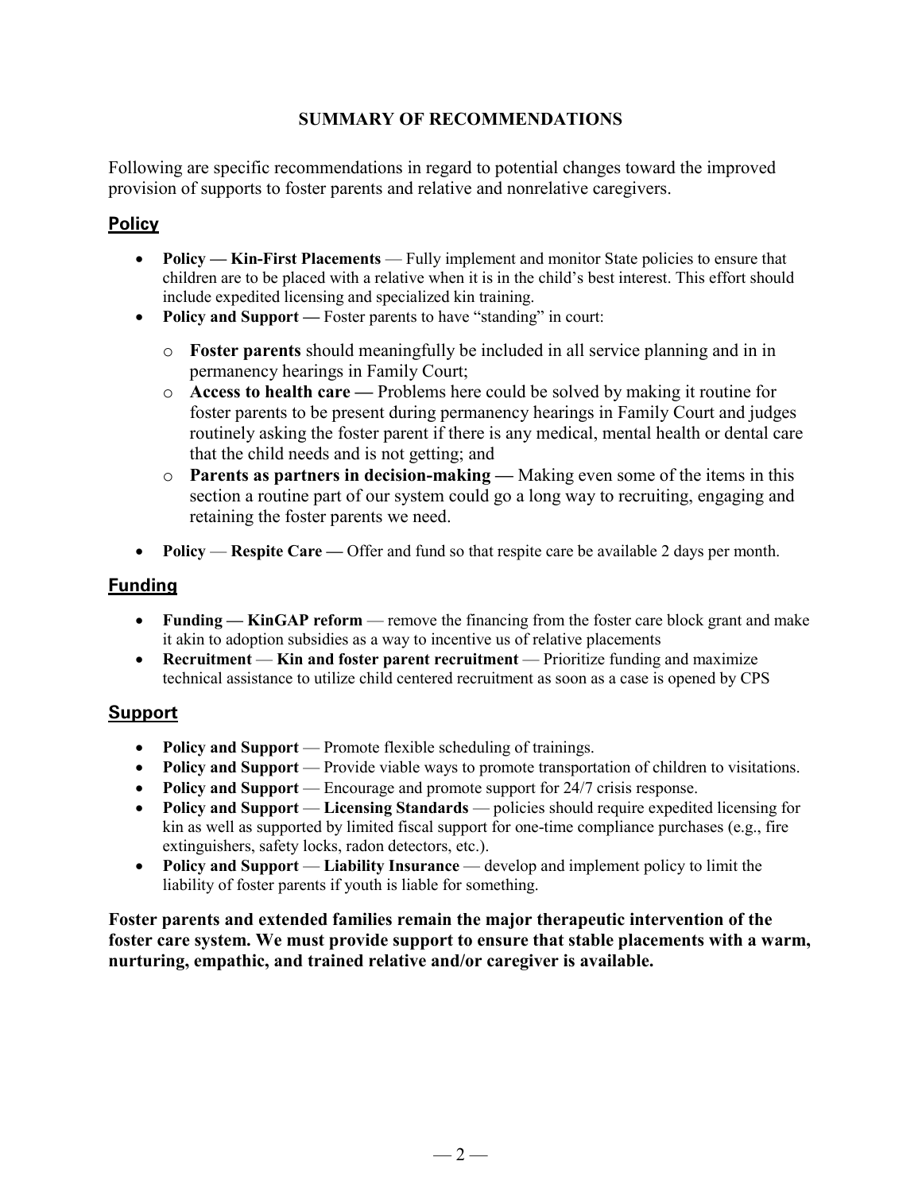## SUMMARY OF RECOMMENDATIONS

Following are specific recommendations in regard to potential changes toward the improved provision of supports to foster parents and relative and nonrelative caregivers.

### Policy

- **Policy — Kin-First Placements** — Fully implement and monitor State policies to ensure that children are to be placed with a relative when it is in the child's best interest. This effort should include expedited licensing and specialized kin training.
- **Policy and Support —** Foster parents to have "standing" in court:
  - **Foster parents** should meaningfully be included in all service planning and in in permanency hearings in Family Court;
  - **Access to health care —** Problems here could be solved by making it routine for foster parents to be present during permanency hearings in Family Court and judges routinely asking the foster parent if there is any medical, mental health or dental care that the child needs and is not getting; and
  - **Parents as partners in decision-making —** Making even some of the items in this section a routine part of our system could go a long way to recruiting, engaging and retaining the foster parents we need.
- **Policy** — **Respite Care —** Offer and fund so that respite care be available 2 days per month.

### Funding

- **Funding — KinGAP reform** — remove the financing from the foster care block grant and make it akin to adoption subsidies as a way to incentive us of relative placements
- **Recruitment** — **Kin and foster parent recruitment** — Prioritize funding and maximize technical assistance to utilize child centered recruitment as soon as a case is opened by CPS

### Support

- **Policy and Support** — Promote flexible scheduling of trainings.
- **Policy and Support** — Provide viable ways to promote transportation of children to visitations.
- **Policy and Support** — Encourage and promote support for 24/7 crisis response.
- **Policy and Support** — **Licensing Standards** — policies should require expedited licensing for kin as well as supported by limited fiscal support for one-time compliance purchases (e.g., fire extinguishers, safety locks, radon detectors, etc.).
- **Policy and Support** — **Liability Insurance** — develop and implement policy to limit the liability of foster parents if youth is liable for something.

**Foster parents and extended families remain the major therapeutic intervention of the foster care system. We must provide support to ensure that stable placements with a warm, nurturing, empathic, and trained relative and/or caregiver is available.**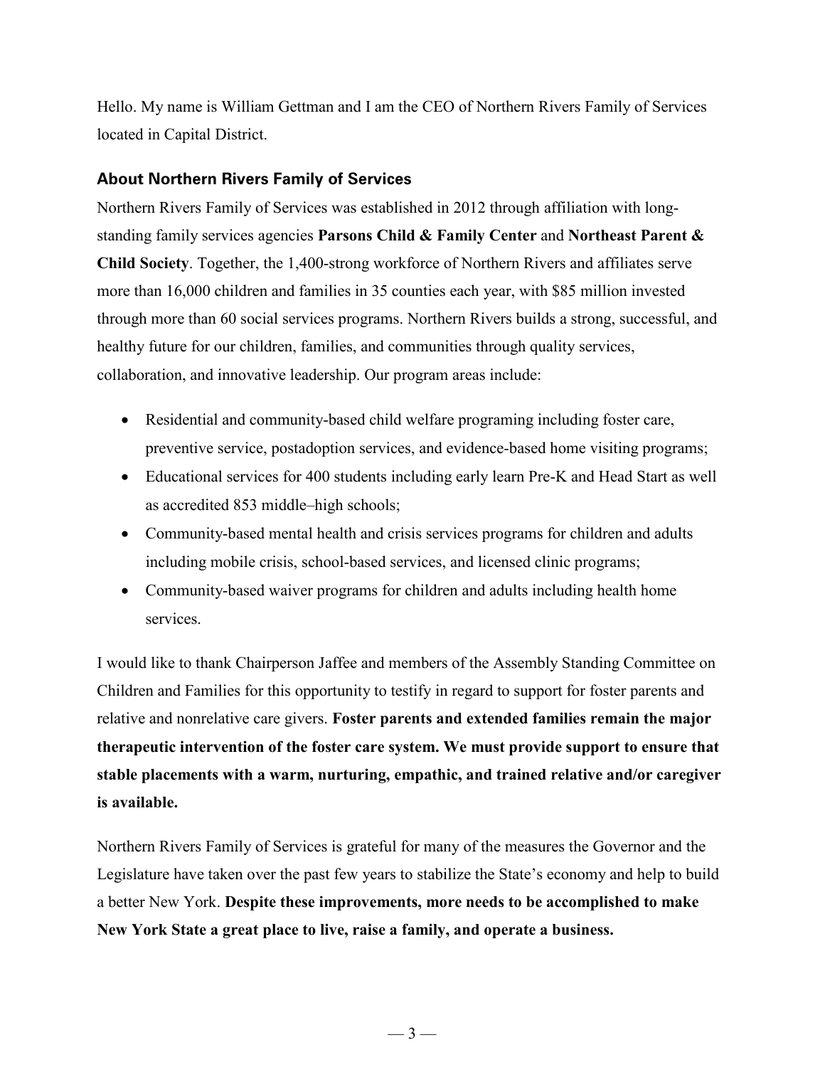Hello. My name is William Gettman and I am the CEO of Northern Rivers Family of Services located in Capital District.

## About Northern Rivers Family of Services

Northern Rivers Family of Services was established in 2012 through affiliation with long-standing family services agencies **Parsons Child & Family Center** and **Northeast Parent & Child Society**. Together, the 1,400-strong workforce of Northern Rivers and affiliates serve more than 16,000 children and families in 35 counties each year, with $85 million invested through more than 60 social services programs. Northern Rivers builds a strong, successful, and healthy future for our children, families, and communities through quality services, collaboration, and innovative leadership. Our program areas include:

- Residential and community-based child welfare programing including foster care, preventive service, postadoption services, and evidence-based home visiting programs;
- Educational services for 400 students including early learn Pre-K and Head Start as well as accredited 853 middle–high schools;
- Community-based mental health and crisis services programs for children and adults including mobile crisis, school-based services, and licensed clinic programs;
- Community-based waiver programs for children and adults including health home services.

I would like to thank Chairperson Jaffee and members of the Assembly Standing Committee on Children and Families for this opportunity to testify in regard to support for foster parents and relative and nonrelative care givers. **Foster parents and extended families remain the major therapeutic intervention of the foster care system. We must provide support to ensure that stable placements with a warm, nurturing, empathic, and trained relative and/or caregiver is available.**

Northern Rivers Family of Services is grateful for many of the measures the Governor and the Legislature have taken over the past few years to stabilize the State's economy and help to build a better New York. **Despite these improvements, more needs to be accomplished to make New York State a great place to live, raise a family, and operate a business.**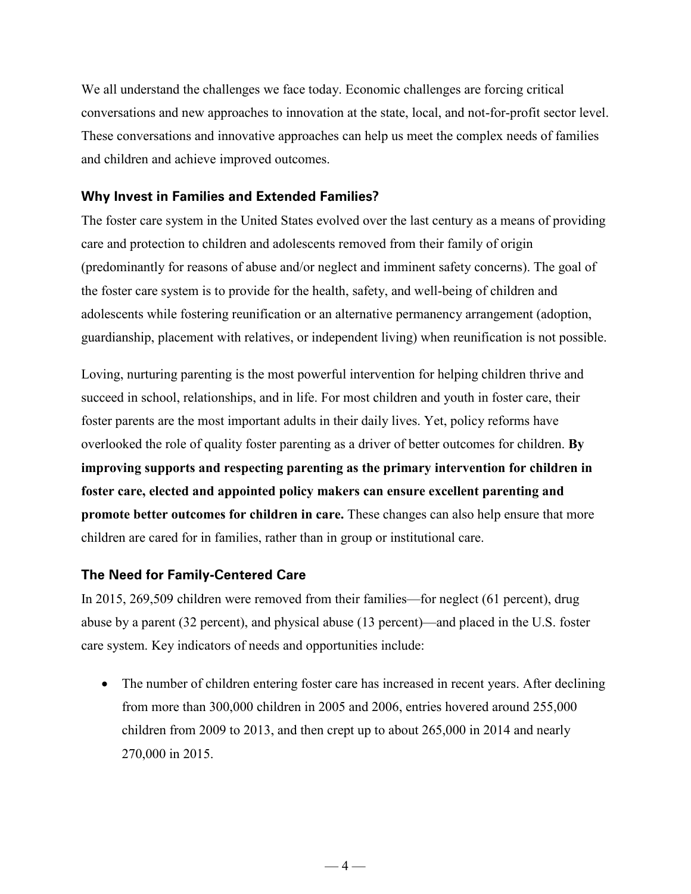We all understand the challenges we face today. Economic challenges are forcing critical conversations and new approaches to innovation at the state, local, and not-for-profit sector level. These conversations and innovative approaches can help us meet the complex needs of families and children and achieve improved outcomes.

## Why Invest in Families and Extended Families?

The foster care system in the United States evolved over the last century as a means of providing care and protection to children and adolescents removed from their family of origin (predominantly for reasons of abuse and/or neglect and imminent safety concerns). The goal of the foster care system is to provide for the health, safety, and well-being of children and adolescents while fostering reunification or an alternative permanency arrangement (adoption, guardianship, placement with relatives, or independent living) when reunification is not possible.

Loving, nurturing parenting is the most powerful intervention for helping children thrive and succeed in school, relationships, and in life. For most children and youth in foster care, their foster parents are the most important adults in their daily lives. Yet, policy reforms have overlooked the role of quality foster parenting as a driver of better outcomes for children. **By improving supports and respecting parenting as the primary intervention for children in foster care, elected and appointed policy makers can ensure excellent parenting and promote better outcomes for children in care.** These changes can also help ensure that more children are cared for in families, rather than in group or institutional care.

## The Need for Family-Centered Care

In 2015, 269,509 children were removed from their families—for neglect (61 percent), drug abuse by a parent (32 percent), and physical abuse (13 percent)—and placed in the U.S. foster care system. Key indicators of needs and opportunities include:

- The number of children entering foster care has increased in recent years. After declining from more than 300,000 children in 2005 and 2006, entries hovered around 255,000 children from 2009 to 2013, and then crept up to about 265,000 in 2014 and nearly 270,000 in 2015.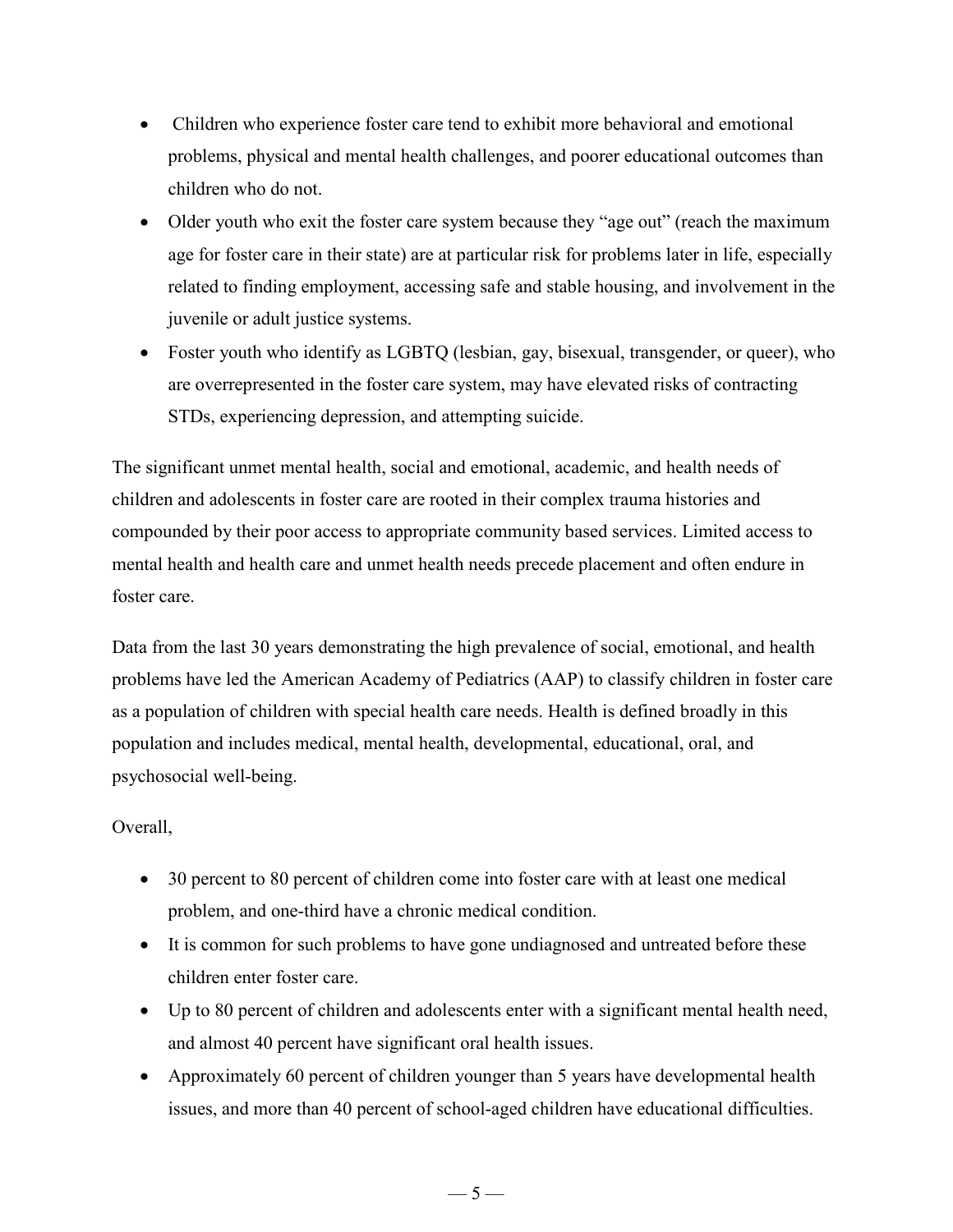- Children who experience foster care tend to exhibit more behavioral and emotional problems, physical and mental health challenges, and poorer educational outcomes than children who do not.
- Older youth who exit the foster care system because they "age out" (reach the maximum age for foster care in their state) are at particular risk for problems later in life, especially related to finding employment, accessing safe and stable housing, and involvement in the juvenile or adult justice systems.
- Foster youth who identify as LGBTQ (lesbian, gay, bisexual, transgender, or queer), who are overrepresented in the foster care system, may have elevated risks of contracting STDs, experiencing depression, and attempting suicide.

The significant unmet mental health, social and emotional, academic, and health needs of children and adolescents in foster care are rooted in their complex trauma histories and compounded by their poor access to appropriate community based services. Limited access to mental health and health care and unmet health needs precede placement and often endure in foster care.

Data from the last 30 years demonstrating the high prevalence of social, emotional, and health problems have led the American Academy of Pediatrics (AAP) to classify children in foster care as a population of children with special health care needs. Health is defined broadly in this population and includes medical, mental health, developmental, educational, oral, and psychosocial well-being.

Overall,

- 30 percent to 80 percent of children come into foster care with at least one medical problem, and one-third have a chronic medical condition.
- It is common for such problems to have gone undiagnosed and untreated before these children enter foster care.
- Up to 80 percent of children and adolescents enter with a significant mental health need, and almost 40 percent have significant oral health issues.
- Approximately 60 percent of children younger than 5 years have developmental health issues, and more than 40 percent of school-aged children have educational difficulties.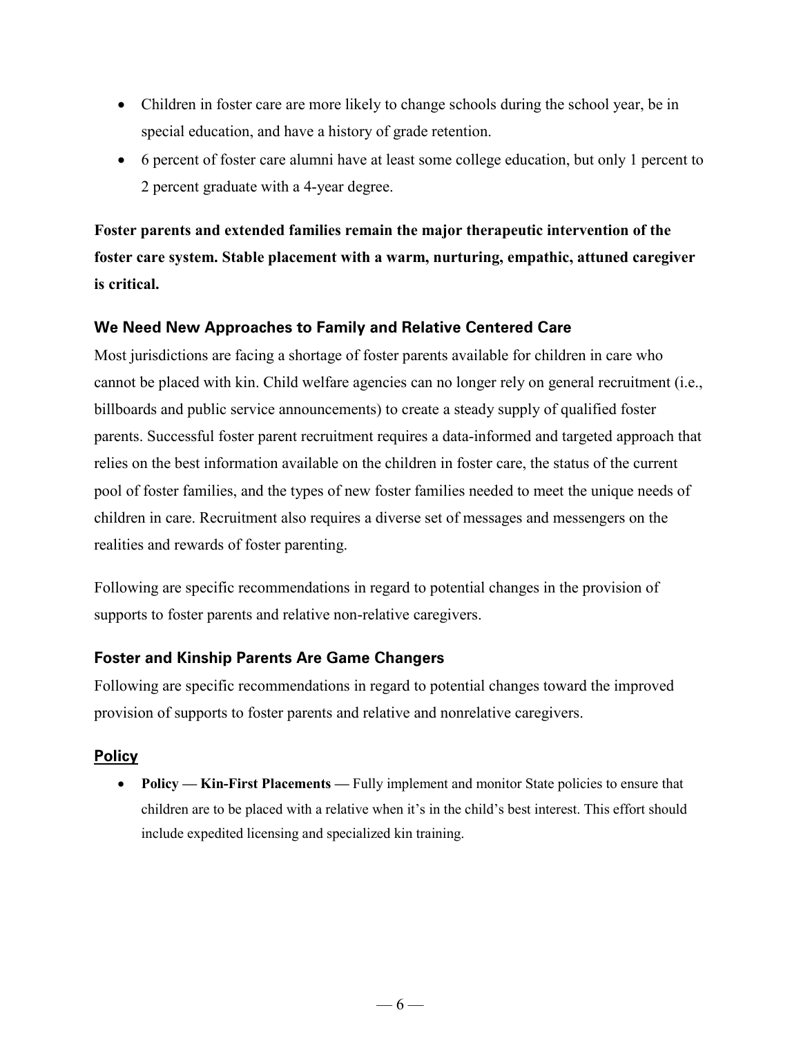- Children in foster care are more likely to change schools during the school year, be in special education, and have a history of grade retention.
- 6 percent of foster care alumni have at least some college education, but only 1 percent to 2 percent graduate with a 4-year degree.

**Foster parents and extended families remain the major therapeutic intervention of the foster care system. Stable placement with a warm, nurturing, empathic, attuned caregiver is critical.**

### We Need New Approaches to Family and Relative Centered Care

Most jurisdictions are facing a shortage of foster parents available for children in care who cannot be placed with kin. Child welfare agencies can no longer rely on general recruitment (i.e., billboards and public service announcements) to create a steady supply of qualified foster parents. Successful foster parent recruitment requires a data-informed and targeted approach that relies on the best information available on the children in foster care, the status of the current pool of foster families, and the types of new foster families needed to meet the unique needs of children in care. Recruitment also requires a diverse set of messages and messengers on the realities and rewards of foster parenting.

Following are specific recommendations in regard to potential changes in the provision of supports to foster parents and relative non-relative caregivers.

### Foster and Kinship Parents Are Game Changers

Following are specific recommendations in regard to potential changes toward the improved provision of supports to foster parents and relative and nonrelative caregivers.

### Policy

- **Policy — Kin-First Placements —** Fully implement and monitor State policies to ensure that children are to be placed with a relative when it's in the child's best interest. This effort should include expedited licensing and specialized kin training.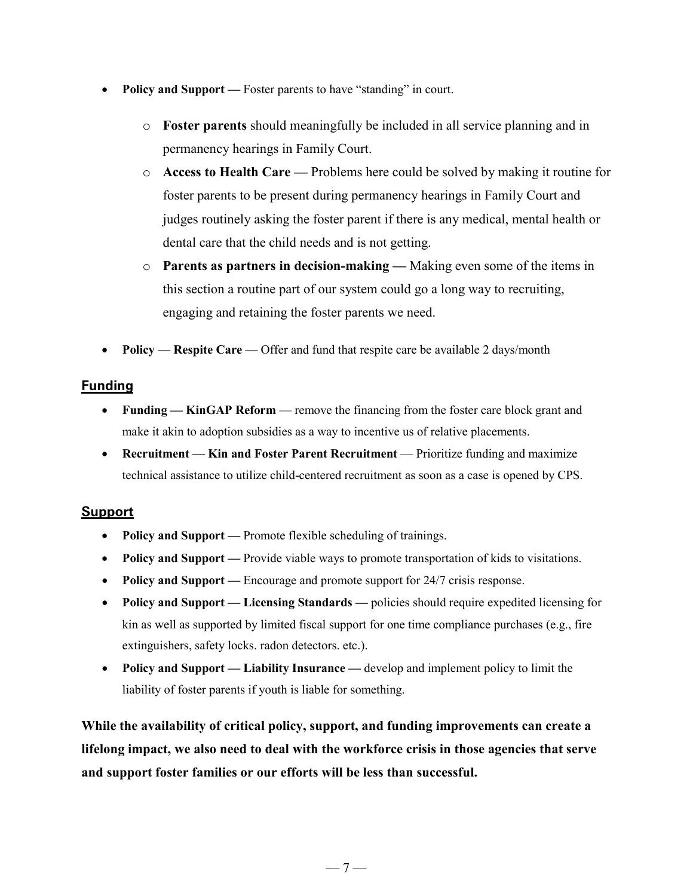- **Policy and Support —** Foster parents to have "standing" in court.
    - **Foster parents** should meaningfully be included in all service planning and in permanency hearings in Family Court.
    - **Access to Health Care —** Problems here could be solved by making it routine for foster parents to be present during permanency hearings in Family Court and judges routinely asking the foster parent if there is any medical, mental health or dental care that the child needs and is not getting.
    - **Parents as partners in decision-making —** Making even some of the items in this section a routine part of our system could go a long way to recruiting, engaging and retaining the foster parents we need.
- **Policy — Respite Care —** Offer and fund that respite care be available 2 days/month

## Funding

- **Funding — KinGAP Reform** — remove the financing from the foster care block grant and make it akin to adoption subsidies as a way to incentive us of relative placements.
- **Recruitment — Kin and Foster Parent Recruitment** — Prioritize funding and maximize technical assistance to utilize child-centered recruitment as soon as a case is opened by CPS.

## Support

- **Policy and Support —** Promote flexible scheduling of trainings.
- **Policy and Support —** Provide viable ways to promote transportation of kids to visitations.
- **Policy and Support —** Encourage and promote support for 24/7 crisis response.
- **Policy and Support — Licensing Standards —** policies should require expedited licensing for kin as well as supported by limited fiscal support for one time compliance purchases (e.g., fire extinguishers, safety locks. radon detectors. etc.).
- **Policy and Support — Liability Insurance —** develop and implement policy to limit the liability of foster parents if youth is liable for something.

**While the availability of critical policy, support, and funding improvements can create a lifelong impact, we also need to deal with the workforce crisis in those agencies that serve and support foster families or our efforts will be less than successful.**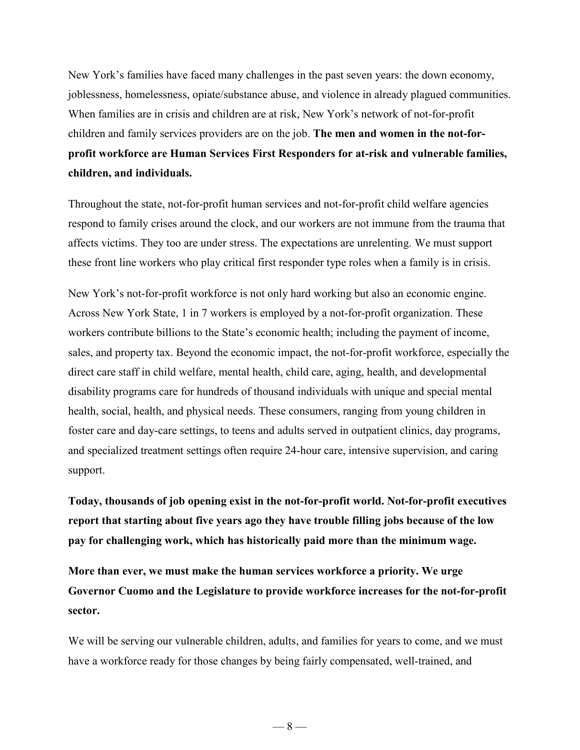New York's families have faced many challenges in the past seven years: the down economy, joblessness, homelessness, opiate/substance abuse, and violence in already plagued communities. When families are in crisis and children are at risk, New York's network of not-for-profit children and family services providers are on the job. **The men and women in the not-for-profit workforce are Human Services First Responders for at-risk and vulnerable families, children, and individuals.**

Throughout the state, not-for-profit human services and not-for-profit child welfare agencies respond to family crises around the clock, and our workers are not immune from the trauma that affects victims. They too are under stress. The expectations are unrelenting. We must support these front line workers who play critical first responder type roles when a family is in crisis.

New York's not-for-profit workforce is not only hard working but also an economic engine. Across New York State, 1 in 7 workers is employed by a not-for-profit organization. These workers contribute billions to the State's economic health; including the payment of income, sales, and property tax. Beyond the economic impact, the not-for-profit workforce, especially the direct care staff in child welfare, mental health, child care, aging, health, and developmental disability programs care for hundreds of thousand individuals with unique and special mental health, social, health, and physical needs. These consumers, ranging from young children in foster care and day-care settings, to teens and adults served in outpatient clinics, day programs, and specialized treatment settings often require 24-hour care, intensive supervision, and caring support.

**Today, thousands of job opening exist in the not-for-profit world. Not-for-profit executives report that starting about five years ago they have trouble filling jobs because of the low pay for challenging work, which has historically paid more than the minimum wage.**

**More than ever, we must make the human services workforce a priority. We urge Governor Cuomo and the Legislature to provide workforce increases for the not-for-profit sector.**

We will be serving our vulnerable children, adults, and families for years to come, and we must have a workforce ready for those changes by being fairly compensated, well-trained, and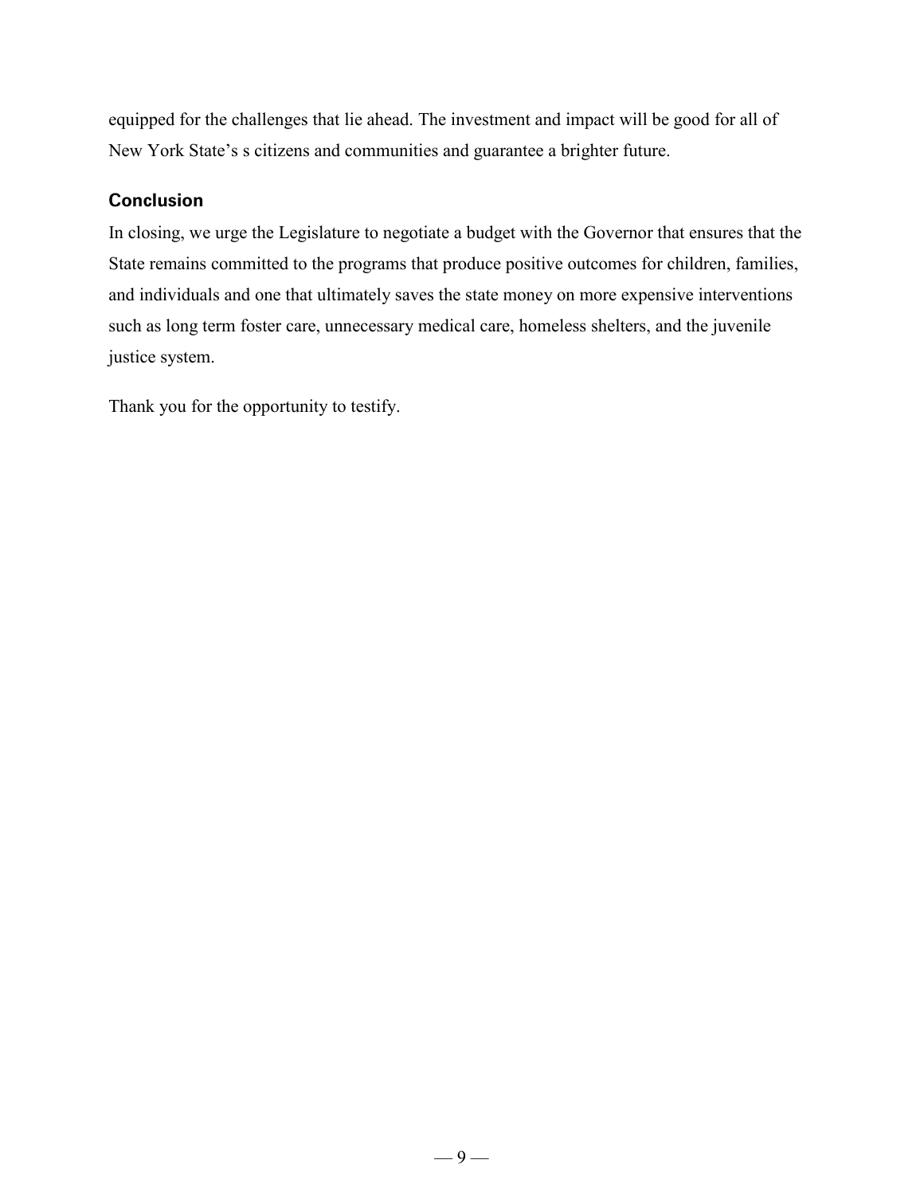equipped for the challenges that lie ahead. The investment and impact will be good for all of New York State's s citizens and communities and guarantee a brighter future.

### Conclusion

In closing, we urge the Legislature to negotiate a budget with the Governor that ensures that the State remains committed to the programs that produce positive outcomes for children, families, and individuals and one that ultimately saves the state money on more expensive interventions such as long term foster care, unnecessary medical care, homeless shelters, and the juvenile justice system.

Thank you for the opportunity to testify.